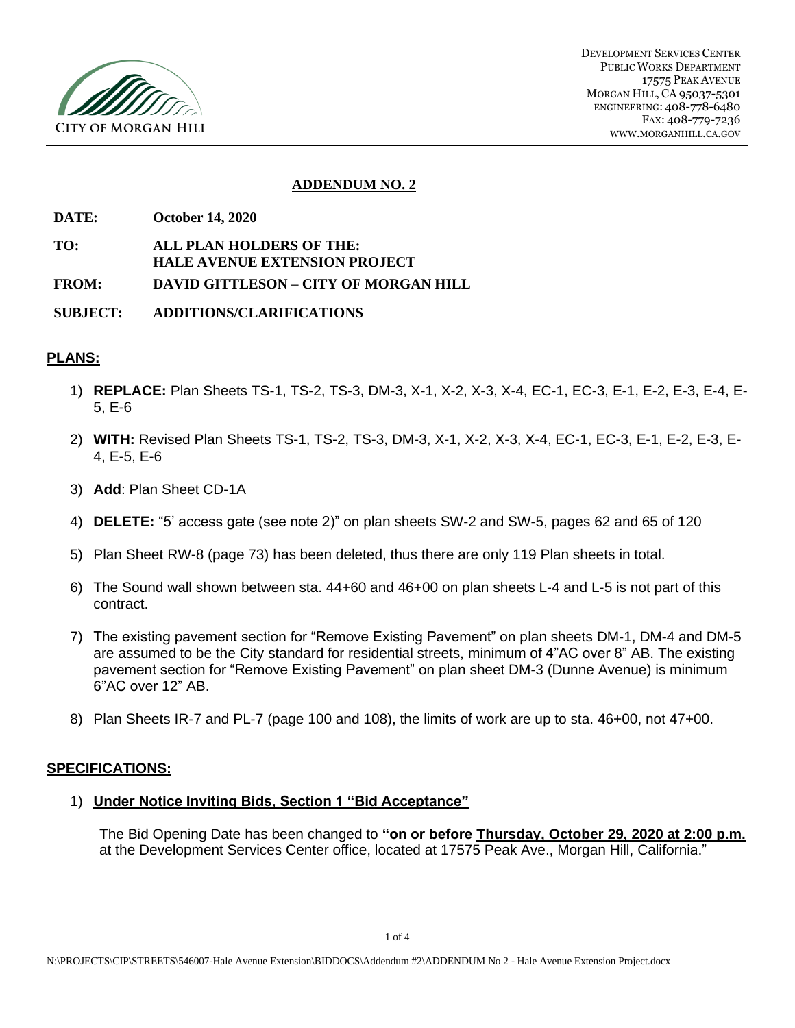CITY OF MORGAN HILL

DEVELOPMENT SERVICES CENTER
PUBLIC WORKS DEPARTMENT
17575 PEAK AVENUE
MORGAN HILL, CA 95037-5301
ENGINEERING: 408-778-6480
FAX: 408-779-7236
WWW.MORGANHILL.CA.GOV

# ADDENDUM NO. 2

**DATE:** **October 14, 2020**

**TO:** **ALL PLAN HOLDERS OF THE: HALE AVENUE EXTENSION PROJECT**

**FROM:** **DAVID GITTLESON – CITY OF MORGAN HILL**

**SUBJECT:** **ADDITIONS/CLARIFICATIONS**

## PLANS:

1) **REPLACE:** Plan Sheets TS-1, TS-2, TS-3, DM-3, X-1, X-2, X-3, X-4, EC-1, EC-3, E-1, E-2, E-3, E-4, E-5, E-6
2) **WITH:** Revised Plan Sheets TS-1, TS-2, TS-3, DM-3, X-1, X-2, X-3, X-4, EC-1, EC-3, E-1, E-2, E-3, E-4, E-5, E-6
3) **Add**: Plan Sheet CD-1A
4) **DELETE:** "5' access gate (see note 2)" on plan sheets SW-2 and SW-5, pages 62 and 65 of 120
5) Plan Sheet RW-8 (page 73) has been deleted, thus there are only 119 Plan sheets in total.
6) The Sound wall shown between sta. 44+60 and 46+00 on plan sheets L-4 and L-5 is not part of this contract.
7) The existing pavement section for "Remove Existing Pavement" on plan sheets DM-1, DM-4 and DM-5 are assumed to be the City standard for residential streets, minimum of 4"AC over 8" AB. The existing pavement section for "Remove Existing Pavement" on plan sheet DM-3 (Dunne Avenue) is minimum 6"AC over 12" AB.
8) Plan Sheets IR-7 and PL-7 (page 100 and 108), the limits of work are up to sta. 46+00, not 47+00.

## SPECIFICATIONS:

1) **Under Notice Inviting Bids, Section 1 "Bid Acceptance"**

   The Bid Opening Date has been changed to **"on or before Thursday, October 29, 2020 at 2:00 p.m.** at the Development Services Center office, located at 17575 Peak Ave., Morgan Hill, California."

N:\PROJECTS\CIP\STREETS\546007-Hale Avenue Extension\BIDDOCS\Addendum #2\ADDENDUM No 2 - Hale Avenue Extension Project.docx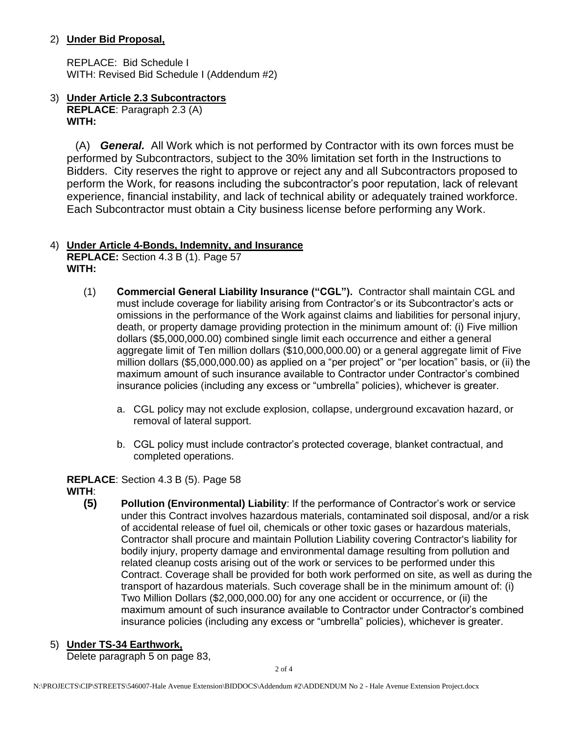2) **Under Bid Proposal,**

REPLACE: Bid Schedule I
WITH: Revised Bid Schedule I (Addendum #2)

3) **Under Article 2.3 Subcontractors**
**REPLACE**: Paragraph 2.3 (A)
**WITH:**

(A) ***General.*** All Work which is not performed by Contractor with its own forces must be performed by Subcontractors, subject to the 30% limitation set forth in the Instructions to Bidders. City reserves the right to approve or reject any and all Subcontractors proposed to perform the Work, for reasons including the subcontractor's poor reputation, lack of relevant experience, financial instability, and lack of technical ability or adequately trained workforce. Each Subcontractor must obtain a City business license before performing any Work.

4) **Under Article 4-Bonds, Indemnity, and Insurance**
**REPLACE:** Section 4.3 B (1). Page 57
**WITH:**

(1) **Commercial General Liability Insurance ("CGL").** Contractor shall maintain CGL and must include coverage for liability arising from Contractor's or its Subcontractor's acts or omissions in the performance of the Work against claims and liabilities for personal injury, death, or property damage providing protection in the minimum amount of: (i) Five million dollars ($5,000,000.00) combined single limit each occurrence and either a general aggregate limit of Ten million dollars ($10,000,000.00) or a general aggregate limit of Five million dollars ($5,000,000.00) as applied on a "per project" or "per location" basis, or (ii) the maximum amount of such insurance available to Contractor under Contractor's combined insurance policies (including any excess or "umbrella" policies), whichever is greater.

a. CGL policy may not exclude explosion, collapse, underground excavation hazard, or removal of lateral support.

b. CGL policy must include contractor's protected coverage, blanket contractual, and completed operations.

**REPLACE**: Section 4.3 B (5). Page 58
**WITH**:

**(5) Pollution (Environmental) Liability**: If the performance of Contractor's work or service under this Contract involves hazardous materials, contaminated soil disposal, and/or a risk of accidental release of fuel oil, chemicals or other toxic gases or hazardous materials, Contractor shall procure and maintain Pollution Liability covering Contractor's liability for bodily injury, property damage and environmental damage resulting from pollution and related cleanup costs arising out of the work or services to be performed under this Contract. Coverage shall be provided for both work performed on site, as well as during the transport of hazardous materials. Such coverage shall be in the minimum amount of: (i) Two Million Dollars ($2,000,000.00) for any one accident or occurrence, or (ii) the maximum amount of such insurance available to Contractor under Contractor's combined insurance policies (including any excess or "umbrella" policies), whichever is greater.

5) **Under TS-34 Earthwork,**
Delete paragraph 5 on page 83,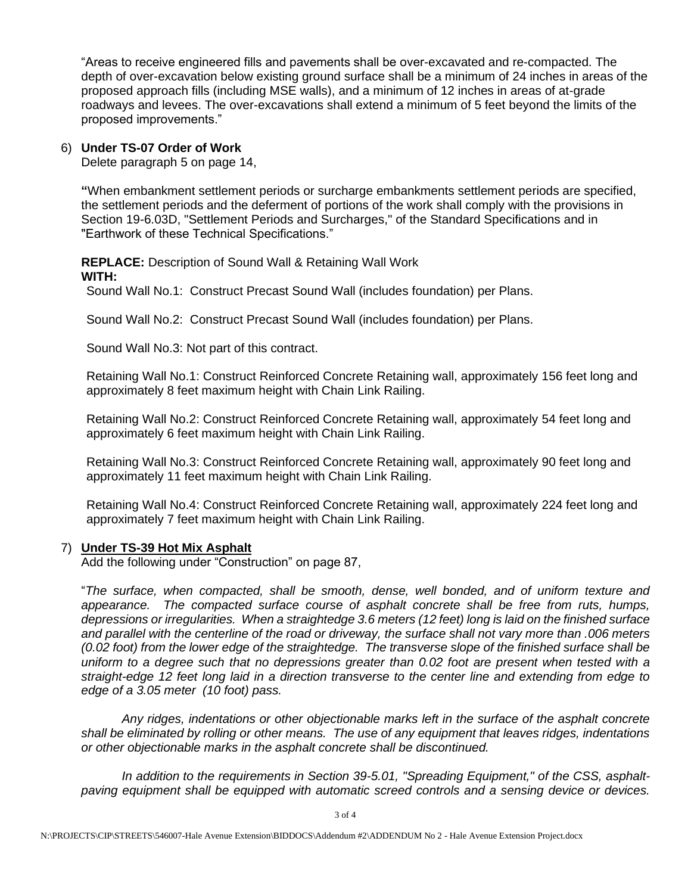"Areas to receive engineered fills and pavements shall be over-excavated and re-compacted. The depth of over-excavation below existing ground surface shall be a minimum of 24 inches in areas of the proposed approach fills (including MSE walls), and a minimum of 12 inches in areas of at-grade roadways and levees. The over-excavations shall extend a minimum of 5 feet beyond the limits of the proposed improvements."

6) **Under TS-07 Order of Work**
   Delete paragraph 5 on page 14,

   **"**When embankment settlement periods or surcharge embankments settlement periods are specified, the settlement periods and the deferment of portions of the work shall comply with the provisions in Section 19-6.03D, "Settlement Periods and Surcharges," of the Standard Specifications and in "Earthwork of these Technical Specifications."

   **REPLACE:** Description of Sound Wall & Retaining Wall Work
   **WITH:**

   Sound Wall No.1: Construct Precast Sound Wall (includes foundation) per Plans.

   Sound Wall No.2: Construct Precast Sound Wall (includes foundation) per Plans.

   Sound Wall No.3: Not part of this contract.

   Retaining Wall No.1: Construct Reinforced Concrete Retaining wall, approximately 156 feet long and approximately 8 feet maximum height with Chain Link Railing.

   Retaining Wall No.2: Construct Reinforced Concrete Retaining wall, approximately 54 feet long and approximately 6 feet maximum height with Chain Link Railing.

   Retaining Wall No.3: Construct Reinforced Concrete Retaining wall, approximately 90 feet long and approximately 11 feet maximum height with Chain Link Railing.

   Retaining Wall No.4: Construct Reinforced Concrete Retaining wall, approximately 224 feet long and approximately 7 feet maximum height with Chain Link Railing.

7) **Under TS-39 Hot Mix Asphalt**
   Add the following under "Construction" on page 87,

   "*The surface, when compacted, shall be smooth, dense, well bonded, and of uniform texture and appearance. The compacted surface course of asphalt concrete shall be free from ruts, humps, depressions or irregularities. When a straightedge 3.6 meters (12 feet) long is laid on the finished surface and parallel with the centerline of the road or driveway, the surface shall not vary more than .006 meters (0.02 foot) from the lower edge of the straightedge. The transverse slope of the finished surface shall be uniform to a degree such that no depressions greater than 0.02 foot are present when tested with a straight-edge 12 feet long laid in a direction transverse to the center line and extending from edge to edge of a 3.05 meter (10 foot) pass.*

   *Any ridges, indentations or other objectionable marks left in the surface of the asphalt concrete shall be eliminated by rolling or other means. The use of any equipment that leaves ridges, indentations or other objectionable marks in the asphalt concrete shall be discontinued.*

   *In addition to the requirements in Section 39-5.01, "Spreading Equipment," of the CSS, asphalt-paving equipment shall be equipped with automatic screed controls and a sensing device or devices.*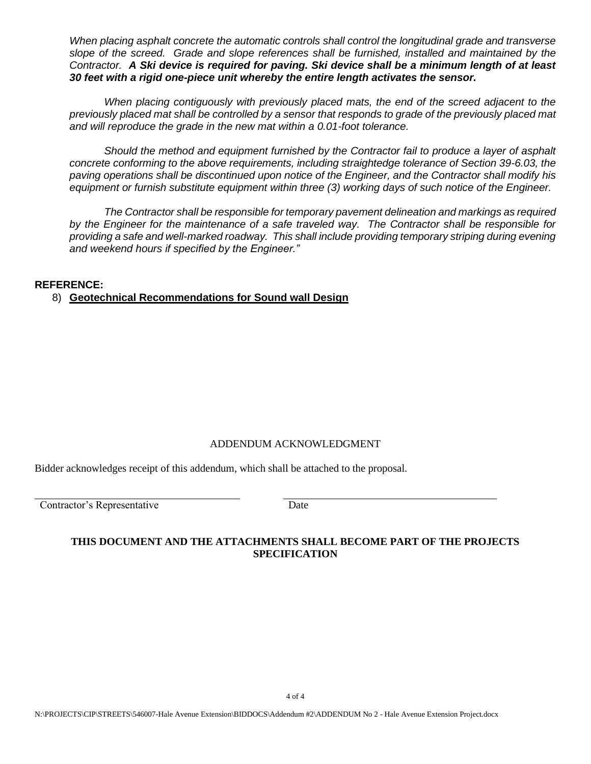*When placing asphalt concrete the automatic controls shall control the longitudinal grade and transverse slope of the screed. Grade and slope references shall be furnished, installed and maintained by the Contractor.* ***A Ski device is required for paving. Ski device shall be a minimum length of at least 30 feet with a rigid one-piece unit whereby the entire length activates the sensor.***

*When placing contiguously with previously placed mats, the end of the screed adjacent to the previously placed mat shall be controlled by a sensor that responds to grade of the previously placed mat and will reproduce the grade in the new mat within a 0.01-foot tolerance.*

*Should the method and equipment furnished by the Contractor fail to produce a layer of asphalt concrete conforming to the above requirements, including straightedge tolerance of Section 39-6.03, the paving operations shall be discontinued upon notice of the Engineer, and the Contractor shall modify his equipment or furnish substitute equipment within three (3) working days of such notice of the Engineer.*

*The Contractor shall be responsible for temporary pavement delineation and markings as required by the Engineer for the maintenance of a safe traveled way. The Contractor shall be responsible for providing a safe and well-marked roadway. This shall include providing temporary striping during evening and weekend hours if specified by the Engineer."*

**REFERENCE:**

8) **Geotechnical Recommendations for Sound wall Design**

ADDENDUM ACKNOWLEDGMENT

Bidder acknowledges receipt of this addendum, which shall be attached to the proposal.

\_\_\_\_\_\_\_\_\_\_\_\_\_\_\_\_\_\_\_\_\_\_\_\_\_\_\_\_\_\_\_\_\_\_\_\_\_\_\_\_ \_\_\_\_\_\_\_\_\_\_\_\_\_\_\_\_\_\_\_\_\_\_\_\_\_\_\_\_\_\_\_\_\_\_\_\_\_\_\_\_

Contractor's Representative Date

**THIS DOCUMENT AND THE ATTACHMENTS SHALL BECOME PART OF THE PROJECTS SPECIFICATION**

N:\PROJECTS\CIP\STREETS\546007-Hale Avenue Extension\BIDDOCS\Addendum #2\ADDENDUM No 2 - Hale Avenue Extension Project.docx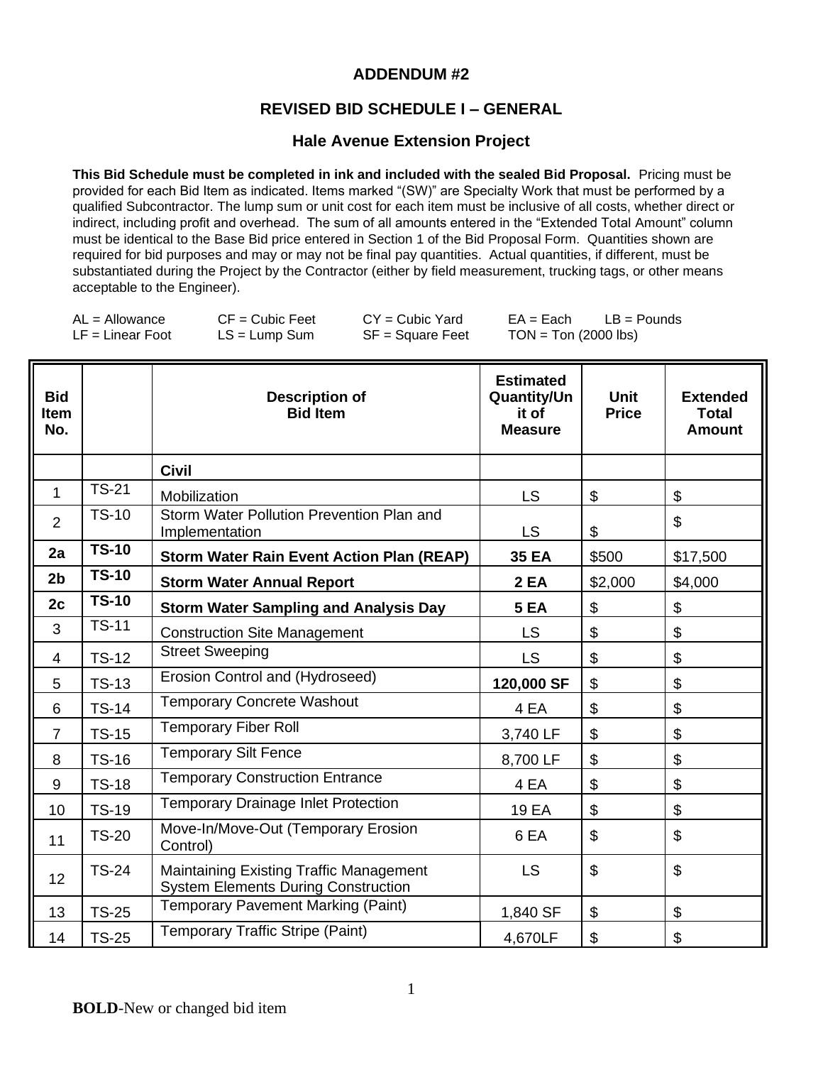# ADDENDUM #2

## REVISED BID SCHEDULE I – GENERAL

### Hale Avenue Extension Project

**This Bid Schedule must be completed in ink and included with the sealed Bid Proposal.** Pricing must be provided for each Bid Item as indicated. Items marked "(SW)" are Specialty Work that must be performed by a qualified Subcontractor. The lump sum or unit cost for each item must be inclusive of all costs, whether direct or indirect, including profit and overhead. The sum of all amounts entered in the "Extended Total Amount" column must be identical to the Base Bid price entered in Section 1 of the Bid Proposal Form. Quantities shown are required for bid purposes and may or may not be final pay quantities. Actual quantities, if different, must be substantiated during the Project by the Contractor (either by field measurement, trucking tags, or other means acceptable to the Engineer).

AL = Allowance    CF = Cubic Feet    CY = Cubic Yard    EA = Each    LB = Pounds
LF = Linear Foot    LS = Lump Sum    SF = Square Feet    TON = Ton (2000 lbs)

| Bid Item No. | | Description of Bid Item | Estimated Quantity/Unit of Measure | Unit Price | Extended Total Amount |
|---|---|---|---|---|---|
| | | **Civil** | | | |
| 1 | TS-21 | Mobilization | LS | $ | $ |
| 2 | TS-10 | Storm Water Pollution Prevention Plan and Implementation | LS | $ | $ |
| **2a** | **TS-10** | **Storm Water Rain Event Action Plan (REAP)** | **35 EA** | $500 | $17,500 |
| **2b** | **TS-10** | **Storm Water Annual Report** | **2 EA** | $2,000 | $4,000 |
| **2c** | **TS-10** | **Storm Water Sampling and Analysis Day** | **5 EA** | $ | $ |
| 3 | TS-11 | Construction Site Management | LS | $ | $ |
| 4 | TS-12 | Street Sweeping | LS | $ | $ |
| 5 | TS-13 | Erosion Control and (Hydroseed) | **120,000 SF** | $ | $ |
| 6 | TS-14 | Temporary Concrete Washout | 4 EA | $ | $ |
| 7 | TS-15 | Temporary Fiber Roll | 3,740 LF | $ | $ |
| 8 | TS-16 | Temporary Silt Fence | 8,700 LF | $ | $ |
| 9 | TS-18 | Temporary Construction Entrance | 4 EA | $ | $ |
| 10 | TS-19 | Temporary Drainage Inlet Protection | 19 EA | $ | $ |
| 11 | TS-20 | Move-In/Move-Out (Temporary Erosion Control) | 6 EA | $ | $ |
| 12 | TS-24 | Maintaining Existing Traffic Management System Elements During Construction | LS | $ | $ |
| 13 | TS-25 | Temporary Pavement Marking (Paint) | 1,840 SF | $ | $ |
| 14 | TS-25 | Temporary Traffic Stripe (Paint) | 4,670LF | $ | $ |

**BOLD**-New or changed bid item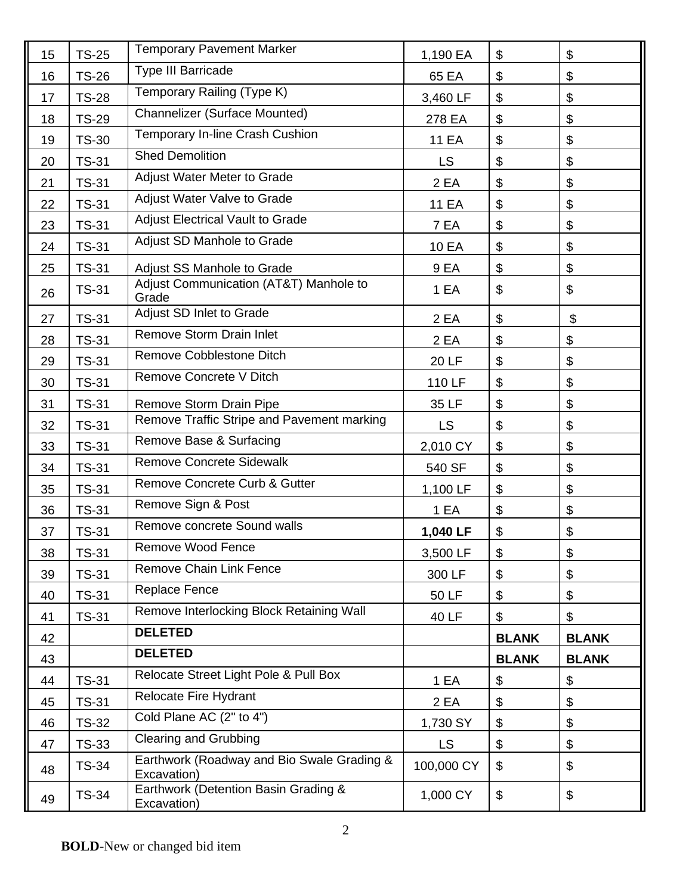| 15 | TS-25 | Temporary Pavement Marker | 1,190 EA | $ | $ |
|---|---|---|---|---|---|
| 16 | TS-26 | Type III Barricade | 65 EA | $ | $ |
| 17 | TS-28 | Temporary Railing (Type K) | 3,460 LF | $ | $ |
| 18 | TS-29 | Channelizer (Surface Mounted) | 278 EA | $ | $ |
| 19 | TS-30 | Temporary In-line Crash Cushion | 11 EA | $ | $ |
| 20 | TS-31 | Shed Demolition | LS | $ | $ |
| 21 | TS-31 | Adjust Water Meter to Grade | 2 EA | $ | $ |
| 22 | TS-31 | Adjust Water Valve to Grade | 11 EA | $ | $ |
| 23 | TS-31 | Adjust Electrical Vault to Grade | 7 EA | $ | $ |
| 24 | TS-31 | Adjust SD Manhole to Grade | 10 EA | $ | $ |
| 25 | TS-31 | Adjust SS Manhole to Grade | 9 EA | $ | $ |
| 26 | TS-31 | Adjust Communication (AT&T) Manhole to Grade | 1 EA | $ | $ |
| 27 | TS-31 | Adjust SD Inlet to Grade | 2 EA | $ | $ |
| 28 | TS-31 | Remove Storm Drain Inlet | 2 EA | $ | $ |
| 29 | TS-31 | Remove Cobblestone Ditch | 20 LF | $ | $ |
| 30 | TS-31 | Remove Concrete V Ditch | 110 LF | $ | $ |
| 31 | TS-31 | Remove Storm Drain Pipe | 35 LF | $ | $ |
| 32 | TS-31 | Remove Traffic Stripe and Pavement marking | LS | $ | $ |
| 33 | TS-31 | Remove Base & Surfacing | 2,010 CY | $ | $ |
| 34 | TS-31 | Remove Concrete Sidewalk | 540 SF | $ | $ |
| 35 | TS-31 | Remove Concrete Curb & Gutter | 1,100 LF | $ | $ |
| 36 | TS-31 | Remove Sign & Post | 1 EA | $ | $ |
| 37 | TS-31 | Remove concrete Sound walls | **1,040 LF** | $ | $ |
| 38 | TS-31 | Remove Wood Fence | 3,500 LF | $ | $ |
| 39 | TS-31 | Remove Chain Link Fence | 300 LF | $ | $ |
| 40 | TS-31 | Replace Fence | 50 LF | $ | $ |
| 41 | TS-31 | Remove Interlocking Block Retaining Wall | 40 LF | $ | $ |
| 42 | | **DELETED** | | **BLANK** | **BLANK** |
| 43 | | **DELETED** | | **BLANK** | **BLANK** |
| 44 | TS-31 | Relocate Street Light Pole & Pull Box | 1 EA | $ | $ |
| 45 | TS-31 | Relocate Fire Hydrant | 2 EA | $ | $ |
| 46 | TS-32 | Cold Plane AC (2" to 4") | 1,730 SY | $ | $ |
| 47 | TS-33 | Clearing and Grubbing | LS | $ | $ |
| 48 | TS-34 | Earthwork (Roadway and Bio Swale Grading & Excavation) | 100,000 CY | $ | $ |
| 49 | TS-34 | Earthwork (Detention Basin Grading & Excavation) | 1,000 CY | $ | $ |

**BOLD**-New or changed bid item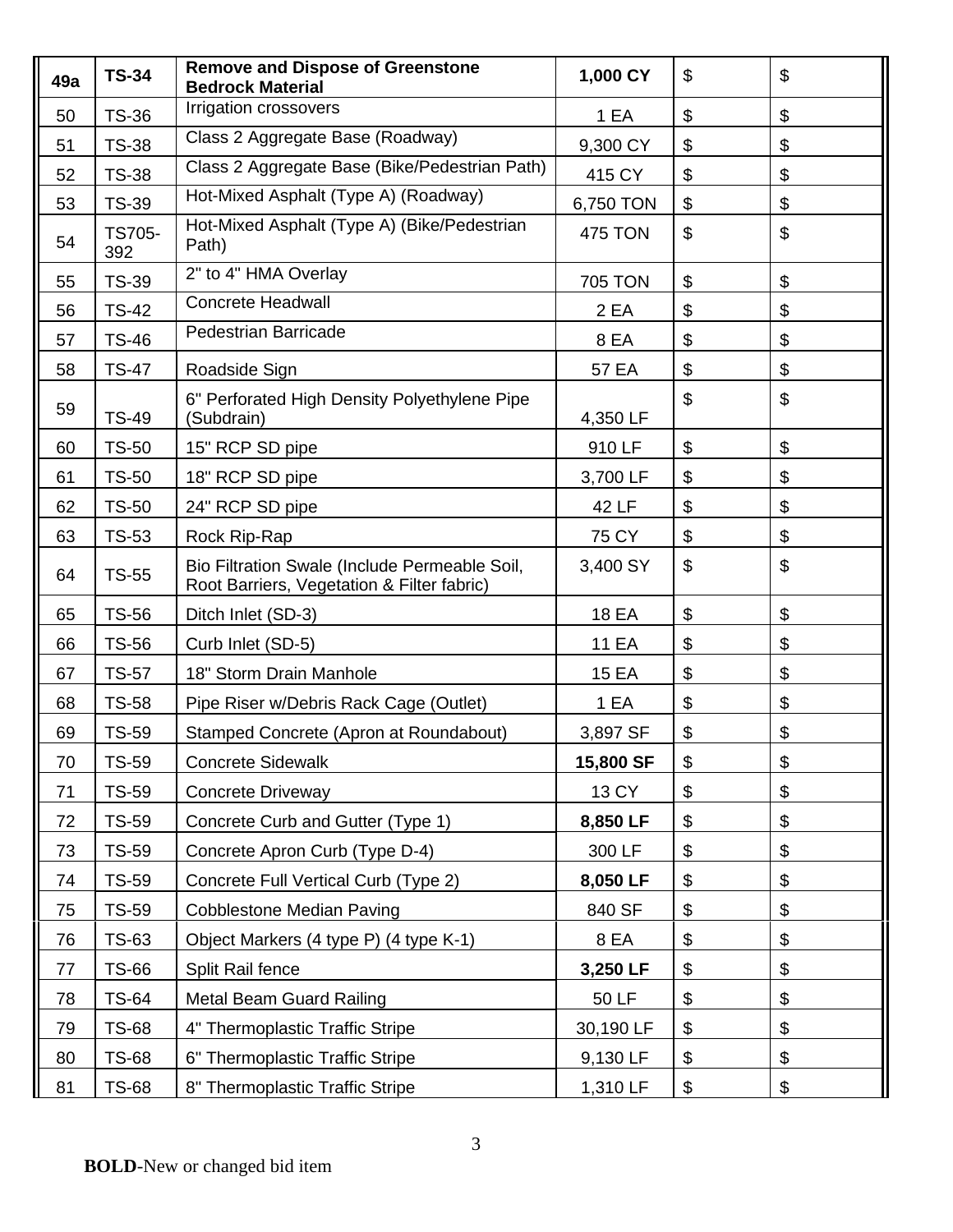| | | | | | |
|---|---|---|---|---|---|
| **49a** | **TS-34** | **Remove and Dispose of Greenstone Bedrock Material** | **1,000 CY** | $ | $ |
| 50 | TS-36 | Irrigation crossovers | 1 EA | $ | $ |
| 51 | TS-38 | Class 2 Aggregate Base (Roadway) | 9,300 CY | $ | $ |
| 52 | TS-38 | Class 2 Aggregate Base (Bike/Pedestrian Path) | 415 CY | $ | $ |
| 53 | TS-39 | Hot-Mixed Asphalt (Type A) (Roadway) | 6,750 TON | $ | $ |
| 54 | TS705-392 | Hot-Mixed Asphalt (Type A) (Bike/Pedestrian Path) | 475 TON | $ | $ |
| 55 | TS-39 | 2" to 4" HMA Overlay | 705 TON | $ | $ |
| 56 | TS-42 | Concrete Headwall | 2 EA | $ | $ |
| 57 | TS-46 | Pedestrian Barricade | 8 EA | $ | $ |
| 58 | TS-47 | Roadside Sign | 57 EA | $ | $ |
| 59 | TS-49 | 6" Perforated High Density Polyethylene Pipe (Subdrain) | 4,350 LF | $ | $ |
| 60 | TS-50 | 15" RCP SD pipe | 910 LF | $ | $ |
| 61 | TS-50 | 18" RCP SD pipe | 3,700 LF | $ | $ |
| 62 | TS-50 | 24" RCP SD pipe | 42 LF | $ | $ |
| 63 | TS-53 | Rock Rip-Rap | 75 CY | $ | $ |
| 64 | TS-55 | Bio Filtration Swale (Include Permeable Soil, Root Barriers, Vegetation & Filter fabric) | 3,400 SY | $ | $ |
| 65 | TS-56 | Ditch Inlet (SD-3) | 18 EA | $ | $ |
| 66 | TS-56 | Curb Inlet (SD-5) | 11 EA | $ | $ |
| 67 | TS-57 | 18" Storm Drain Manhole | 15 EA | $ | $ |
| 68 | TS-58 | Pipe Riser w/Debris Rack Cage (Outlet) | 1 EA | $ | $ |
| 69 | TS-59 | Stamped Concrete (Apron at Roundabout) | 3,897 SF | $ | $ |
| 70 | TS-59 | Concrete Sidewalk | **15,800 SF** | $ | $ |
| 71 | TS-59 | Concrete Driveway | 13 CY | $ | $ |
| 72 | TS-59 | Concrete Curb and Gutter (Type 1) | **8,850 LF** | $ | $ |
| 73 | TS-59 | Concrete Apron Curb (Type D-4) | 300 LF | $ | $ |
| 74 | TS-59 | Concrete Full Vertical Curb (Type 2) | **8,050 LF** | $ | $ |
| 75 | TS-59 | Cobblestone Median Paving | 840 SF | $ | $ |
| 76 | TS-63 | Object Markers (4 type P) (4 type K-1) | 8 EA | $ | $ |
| 77 | TS-66 | Split Rail fence | **3,250 LF** | $ | $ |
| 78 | TS-64 | Metal Beam Guard Railing | 50 LF | $ | $ |
| 79 | TS-68 | 4" Thermoplastic Traffic Stripe | 30,190 LF | $ | $ |
| 80 | TS-68 | 6" Thermoplastic Traffic Stripe | 9,130 LF | $ | $ |
| 81 | TS-68 | 8" Thermoplastic Traffic Stripe | 1,310 LF | $ | $ |

**BOLD**-New or changed bid item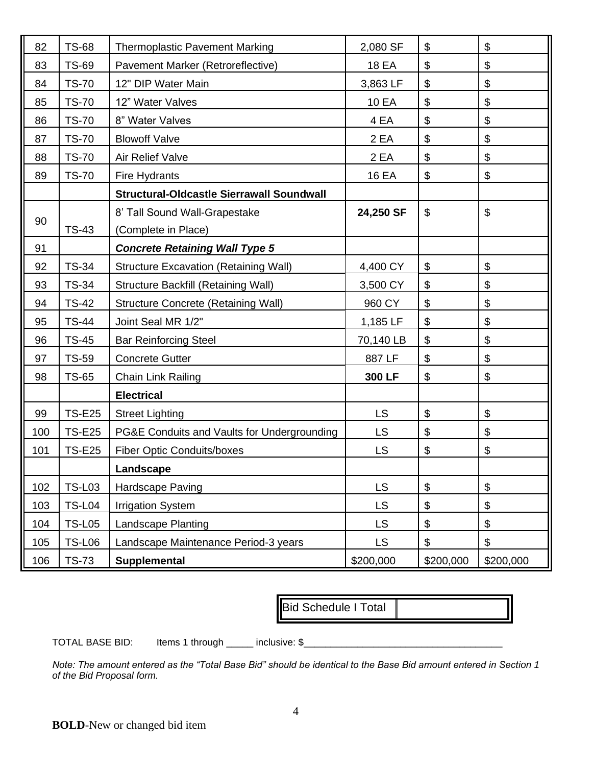| 82 | TS-68 | Thermoplastic Pavement Marking | 2,080 SF | $ | $ |
|---|---|---|---|---|---|
| 83 | TS-69 | Pavement Marker (Retroreflective) | 18 EA | $ | $ |
| 84 | TS-70 | 12" DIP Water Main | 3,863 LF | $ | $ |
| 85 | TS-70 | 12" Water Valves | 10 EA | $ | $ |
| 86 | TS-70 | 8" Water Valves | 4 EA | $ | $ |
| 87 | TS-70 | Blowoff Valve | 2 EA | $ | $ |
| 88 | TS-70 | Air Relief Valve | 2 EA | $ | $ |
| 89 | TS-70 | Fire Hydrants | 16 EA | $ | $ |
| | | **Structural-Oldcastle Sierrawall Soundwall** | | | |
| 90 | TS-43 | 8' Tall Sound Wall-Grapestake (Complete in Place) | **24,250 SF** | $ | $ |
| 91 | | ***Concrete Retaining Wall Type 5*** | | | |
| 92 | TS-34 | Structure Excavation (Retaining Wall) | 4,400 CY | $ | $ |
| 93 | TS-34 | Structure Backfill (Retaining Wall) | 3,500 CY | $ | $ |
| 94 | TS-42 | Structure Concrete (Retaining Wall) | 960 CY | $ | $ |
| 95 | TS-44 | Joint Seal MR 1/2" | 1,185 LF | $ | $ |
| 96 | TS-45 | Bar Reinforcing Steel | 70,140 LB | $ | $ |
| 97 | TS-59 | Concrete Gutter | 887 LF | $ | $ |
| 98 | TS-65 | Chain Link Railing | **300 LF** | $ | $ |
| | | **Electrical** | | | |
| 99 | TS-E25 | Street Lighting | LS | $ | $ |
| 100 | TS-E25 | PG&E Conduits and Vaults for Undergrounding | LS | $ | $ |
| 101 | TS-E25 | Fiber Optic Conduits/boxes | LS | $ | $ |
| | | **Landscape** | | | |
| 102 | TS-L03 | Hardscape Paving | LS | $ | $ |
| 103 | TS-L04 | Irrigation System | LS | $ | $ |
| 104 | TS-L05 | Landscape Planting | LS | $ | $ |
| 105 | TS-L06 | Landscape Maintenance Period-3 years | LS | $ | $ |
| 106 | TS-73 | **Supplemental** | $200,000 | $200,000 | $200,000 |

| Bid Schedule I Total | |
|---|---|

TOTAL BASE BID: Items 1 through _____ inclusive: $______________________________________

*Note: The amount entered as the "Total Base Bid" should be identical to the Base Bid amount entered in Section 1 of the Bid Proposal form.*

**BOLD**-New or changed bid item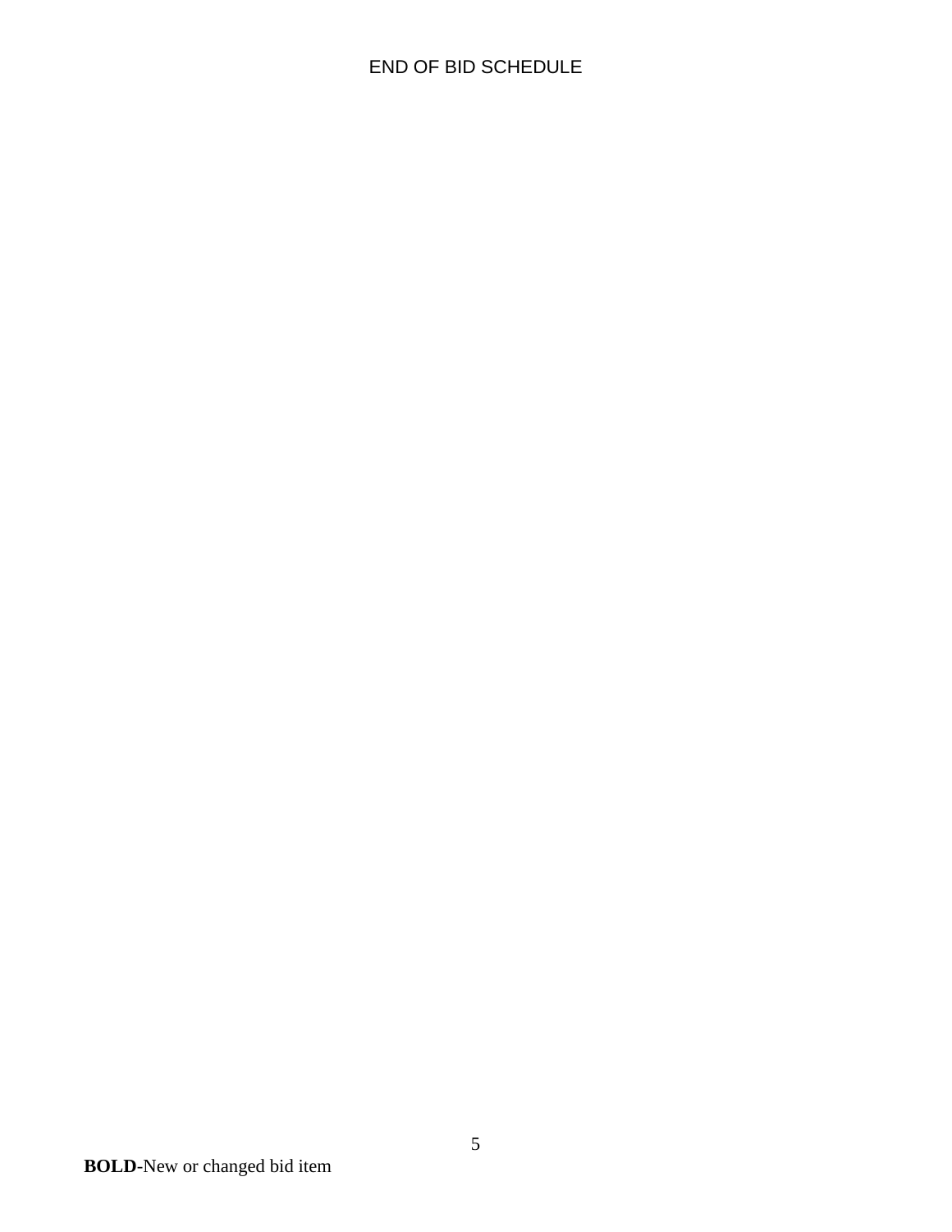END OF BID SCHEDULE

**BOLD**-New or changed bid item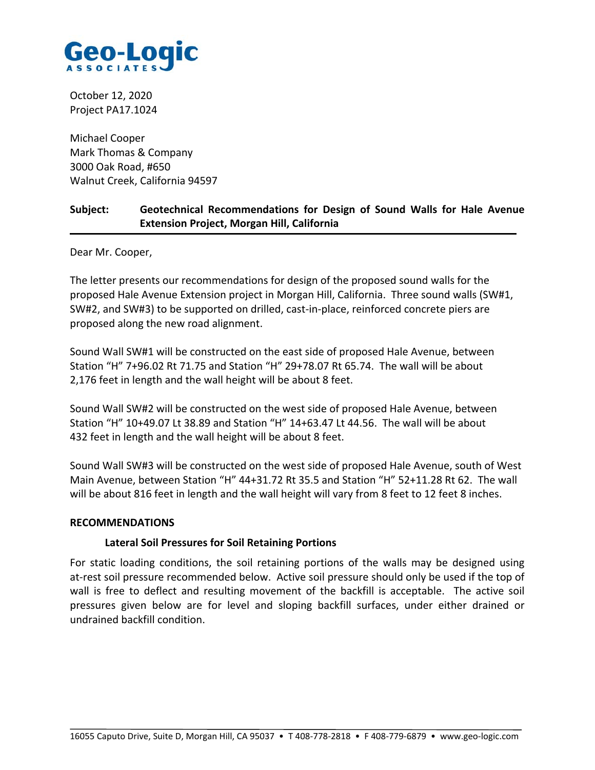Geo-Logic ASSOCIATES

October 12, 2020
Project PA17.1024

Michael Cooper
Mark Thomas & Company
3000 Oak Road, #650
Walnut Creek, California 94597

**Subject: Geotechnical Recommendations for Design of Sound Walls for Hale Avenue Extension Project, Morgan Hill, California**

Dear Mr. Cooper,

The letter presents our recommendations for design of the proposed sound walls for the proposed Hale Avenue Extension project in Morgan Hill, California. Three sound walls (SW#1, SW#2, and SW#3) to be supported on drilled, cast-in-place, reinforced concrete piers are proposed along the new road alignment.

Sound Wall SW#1 will be constructed on the east side of proposed Hale Avenue, between Station "H" 7+96.02 Rt 71.75 and Station "H" 29+78.07 Rt 65.74. The wall will be about 2,176 feet in length and the wall height will be about 8 feet.

Sound Wall SW#2 will be constructed on the west side of proposed Hale Avenue, between Station "H" 10+49.07 Lt 38.89 and Station "H" 14+63.47 Lt 44.56. The wall will be about 432 feet in length and the wall height will be about 8 feet.

Sound Wall SW#3 will be constructed on the west side of proposed Hale Avenue, south of West Main Avenue, between Station "H" 44+31.72 Rt 35.5 and Station "H" 52+11.28 Rt 62. The wall will be about 816 feet in length and the wall height will vary from 8 feet to 12 feet 8 inches.

## RECOMMENDATIONS

### Lateral Soil Pressures for Soil Retaining Portions

For static loading conditions, the soil retaining portions of the walls may be designed using at-rest soil pressure recommended below. Active soil pressure should only be used if the top of wall is free to deflect and resulting movement of the backfill is acceptable. The active soil pressures given below are for level and sloping backfill surfaces, under either drained or undrained backfill condition.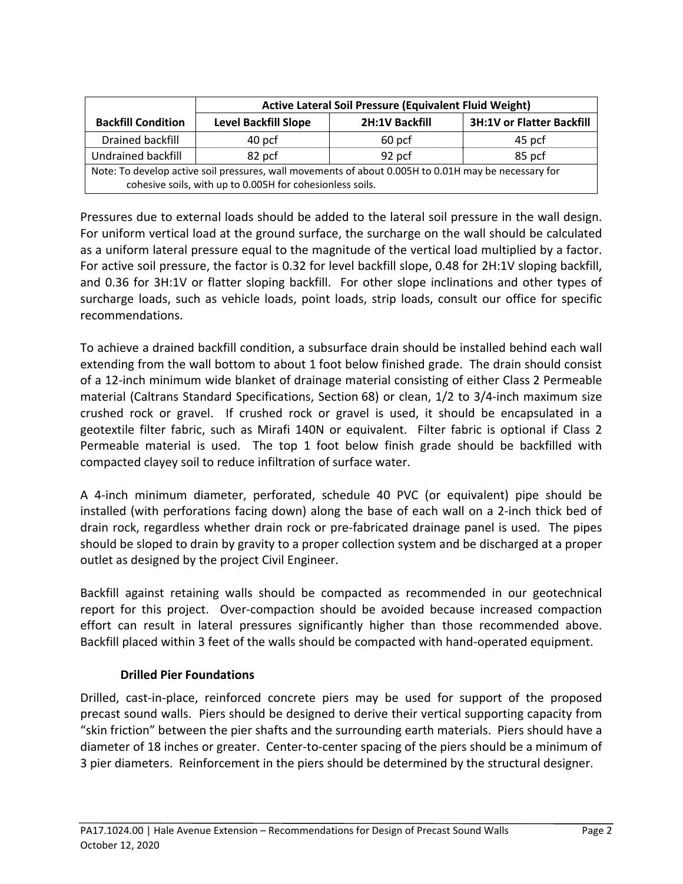| Backfill Condition | Active Lateral Soil Pressure (Equivalent Fluid Weight) | | |
|---|---|---|---|
| | Level Backfill Slope | 2H:1V Backfill | 3H:1V or Flatter Backfill |
| Drained backfill | 40 pcf | 60 pcf | 45 pcf |
| Undrained backfill | 82 pcf | 92 pcf | 85 pcf |
| Note: To develop active soil pressures, wall movements of about 0.005H to 0.01H may be necessary for cohesive soils, with up to 0.005H for cohesionless soils. | | | |

Pressures due to external loads should be added to the lateral soil pressure in the wall design. For uniform vertical load at the ground surface, the surcharge on the wall should be calculated as a uniform lateral pressure equal to the magnitude of the vertical load multiplied by a factor. For active soil pressure, the factor is 0.32 for level backfill slope, 0.48 for 2H:1V sloping backfill, and 0.36 for 3H:1V or flatter sloping backfill. For other slope inclinations and other types of surcharge loads, such as vehicle loads, point loads, strip loads, consult our office for specific recommendations.

To achieve a drained backfill condition, a subsurface drain should be installed behind each wall extending from the wall bottom to about 1 foot below finished grade. The drain should consist of a 12-inch minimum wide blanket of drainage material consisting of either Class 2 Permeable material (Caltrans Standard Specifications, Section 68) or clean, 1/2 to 3/4-inch maximum size crushed rock or gravel. If crushed rock or gravel is used, it should be encapsulated in a geotextile filter fabric, such as Mirafi 140N or equivalent. Filter fabric is optional if Class 2 Permeable material is used. The top 1 foot below finish grade should be backfilled with compacted clayey soil to reduce infiltration of surface water.

A 4-inch minimum diameter, perforated, schedule 40 PVC (or equivalent) pipe should be installed (with perforations facing down) along the base of each wall on a 2-inch thick bed of drain rock, regardless whether drain rock or pre-fabricated drainage panel is used. The pipes should be sloped to drain by gravity to a proper collection system and be discharged at a proper outlet as designed by the project Civil Engineer.

Backfill against retaining walls should be compacted as recommended in our geotechnical report for this project. Over-compaction should be avoided because increased compaction effort can result in lateral pressures significantly higher than those recommended above. Backfill placed within 3 feet of the walls should be compacted with hand-operated equipment.

### Drilled Pier Foundations

Drilled, cast-in-place, reinforced concrete piers may be used for support of the proposed precast sound walls. Piers should be designed to derive their vertical supporting capacity from "skin friction" between the pier shafts and the surrounding earth materials. Piers should have a diameter of 18 inches or greater. Center-to-center spacing of the piers should be a minimum of 3 pier diameters. Reinforcement in the piers should be determined by the structural designer.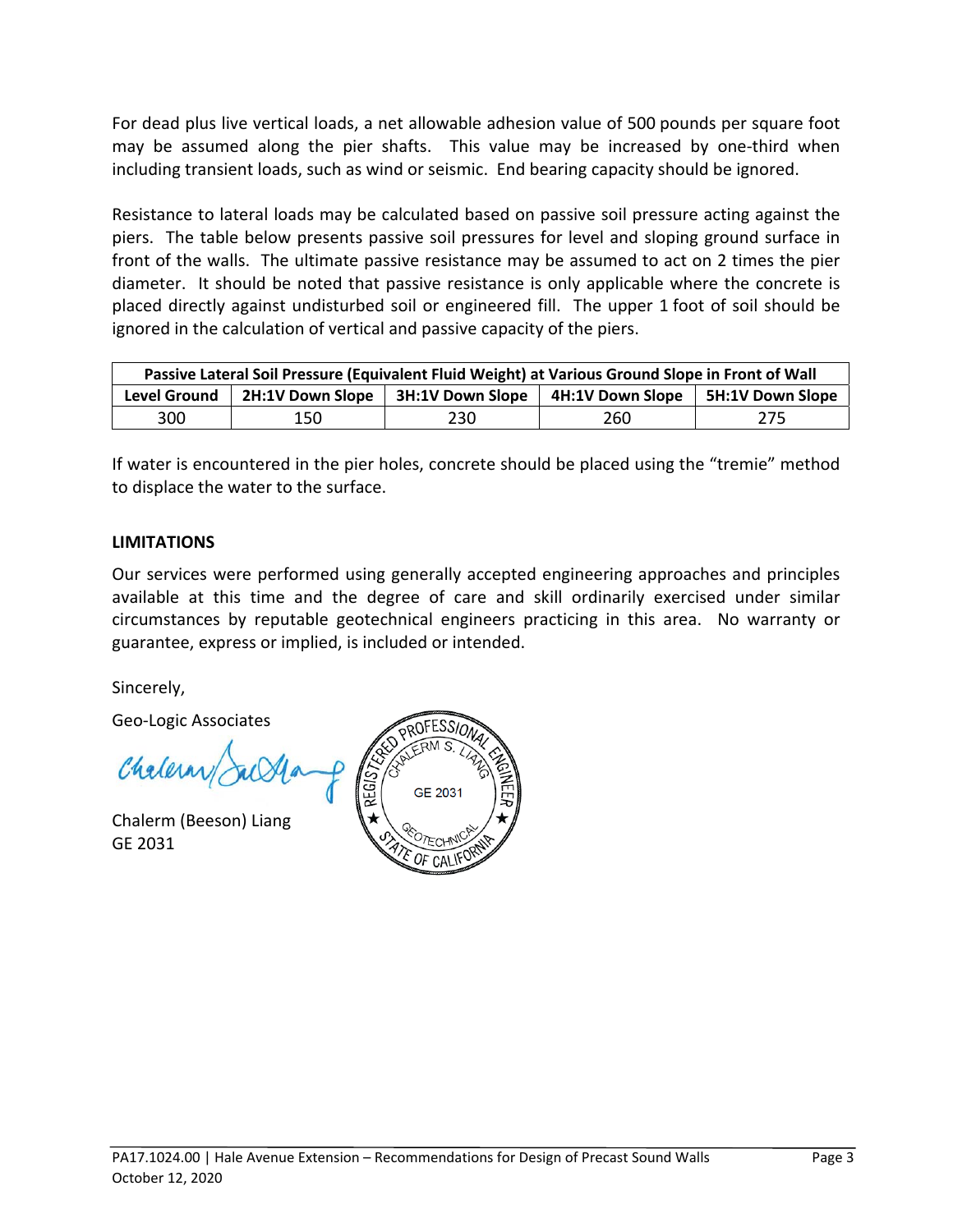For dead plus live vertical loads, a net allowable adhesion value of 500 pounds per square foot may be assumed along the pier shafts. This value may be increased by one-third when including transient loads, such as wind or seismic. End bearing capacity should be ignored.

Resistance to lateral loads may be calculated based on passive soil pressure acting against the piers. The table below presents passive soil pressures for level and sloping ground surface in front of the walls. The ultimate passive resistance may be assumed to act on 2 times the pier diameter. It should be noted that passive resistance is only applicable where the concrete is placed directly against undisturbed soil or engineered fill. The upper 1 foot of soil should be ignored in the calculation of vertical and passive capacity of the piers.

| Passive Lateral Soil Pressure (Equivalent Fluid Weight) at Various Ground Slope in Front of Wall | | | | |
|---|---|---|---|---|
| **Level Ground** | **2H:1V Down Slope** | **3H:1V Down Slope** | **4H:1V Down Slope** | **5H:1V Down Slope** |
| 300 | 150 | 230 | 260 | 275 |

If water is encountered in the pier holes, concrete should be placed using the "tremie" method to displace the water to the surface.

## LIMITATIONS

Our services were performed using generally accepted engineering approaches and principles available at this time and the degree of care and skill ordinarily exercised under similar circumstances by reputable geotechnical engineers practicing in this area. No warranty or guarantee, express or implied, is included or intended.

Sincerely,

Geo-Logic Associates

Chalerm (Beeson) Liang
GE 2031

REGISTERED PROFESSIONAL ENGINEER
CHALERM S. LIANG
GE 2031
GEOTECHNICAL
STATE OF CALIFORNIA